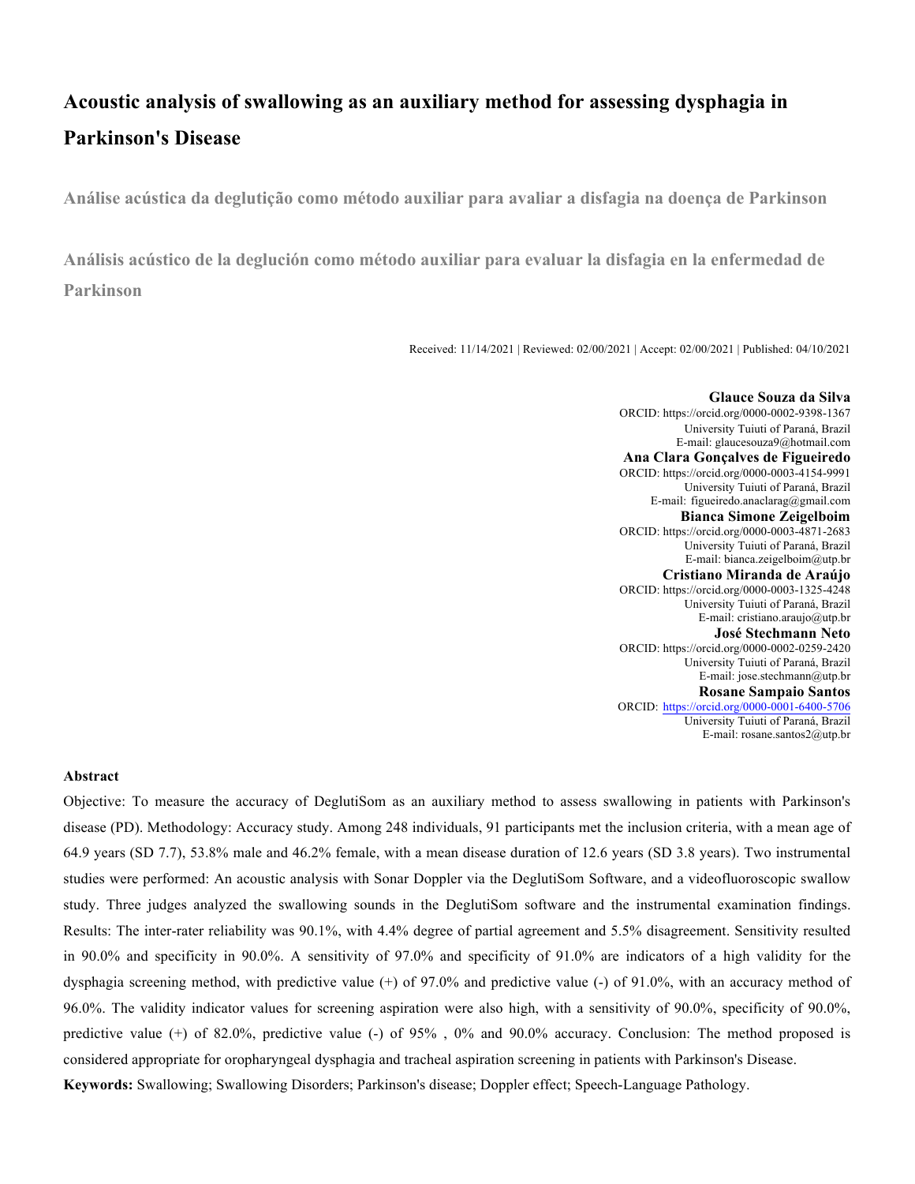# Acoustic analysis of swallowing as an auxiliary method for assessing dysphagia in Parkinson's Disease

## Análise acústica da deglutição como método auxiliar para avaliar a disfagia na doença de Parkinson

## Análisis acústico de la deglución como método auxiliar para evaluar la disfagia en la enfermedad de Parkinson

Received: 11/14/2021 | Reviewed: 02/00/2021 | Accept: 02/00/2021 | Published: 04/10/2021

**Glauce Souza da Silva**
ORCID: https://orcid.org/0000-0002-9398-1367
University Tuiuti of Paraná, Brazil
E-mail: glaucesouza9@hotmail.com

**Ana Clara Gonçalves de Figueiredo**
ORCID: https://orcid.org/0000-0003-4154-9991
University Tuiuti of Paraná, Brazil
E-mail: figueiredo.anaclarag@gmail.com

**Bianca Simone Zeigelboim**
ORCID: https://orcid.org/0000-0003-4871-2683
University Tuiuti of Paraná, Brazil
E-mail: bianca.zeigelboim@utp.br

**Cristiano Miranda de Araújo**
ORCID: https://orcid.org/0000-0003-1325-4248
University Tuiuti of Paraná, Brazil
E-mail: cristiano.araujo@utp.br

**José Stechmann Neto**
ORCID: https://orcid.org/0000-0002-0259-2420
University Tuiuti of Paraná, Brazil
E-mail: jose.stechmann@utp.br

**Rosane Sampaio Santos**
ORCID: https://orcid.org/0000-0001-6400-5706
University Tuiuti of Paraná, Brazil
E-mail: rosane.santos2@utp.br

### Abstract

Objective: To measure the accuracy of DeglutiSom as an auxiliary method to assess swallowing in patients with Parkinson's disease (PD). Methodology: Accuracy study. Among 248 individuals, 91 participants met the inclusion criteria, with a mean age of 64.9 years (SD 7.7), 53.8% male and 46.2% female, with a mean disease duration of 12.6 years (SD 3.8 years). Two instrumental studies were performed: An acoustic analysis with Sonar Doppler via the DeglutiSom Software, and a videofluoroscopic swallow study. Three judges analyzed the swallowing sounds in the DeglutiSom software and the instrumental examination findings. Results: The inter-rater reliability was 90.1%, with 4.4% degree of partial agreement and 5.5% disagreement. Sensitivity resulted in 90.0% and specificity in 90.0%. A sensitivity of 97.0% and specificity of 91.0% are indicators of a high validity for the dysphagia screening method, with predictive value (+) of 97.0% and predictive value (-) of 91.0%, with an accuracy method of 96.0%. The validity indicator values for screening aspiration were also high, with a sensitivity of 90.0%, specificity of 90.0%, predictive value (+) of 82.0%, predictive value (-) of 95% , 0% and 90.0% accuracy. Conclusion: The method proposed is considered appropriate for oropharyngeal dysphagia and tracheal aspiration screening in patients with Parkinson's Disease.

**Keywords:** Swallowing; Swallowing Disorders; Parkinson's disease; Doppler effect; Speech-Language Pathology.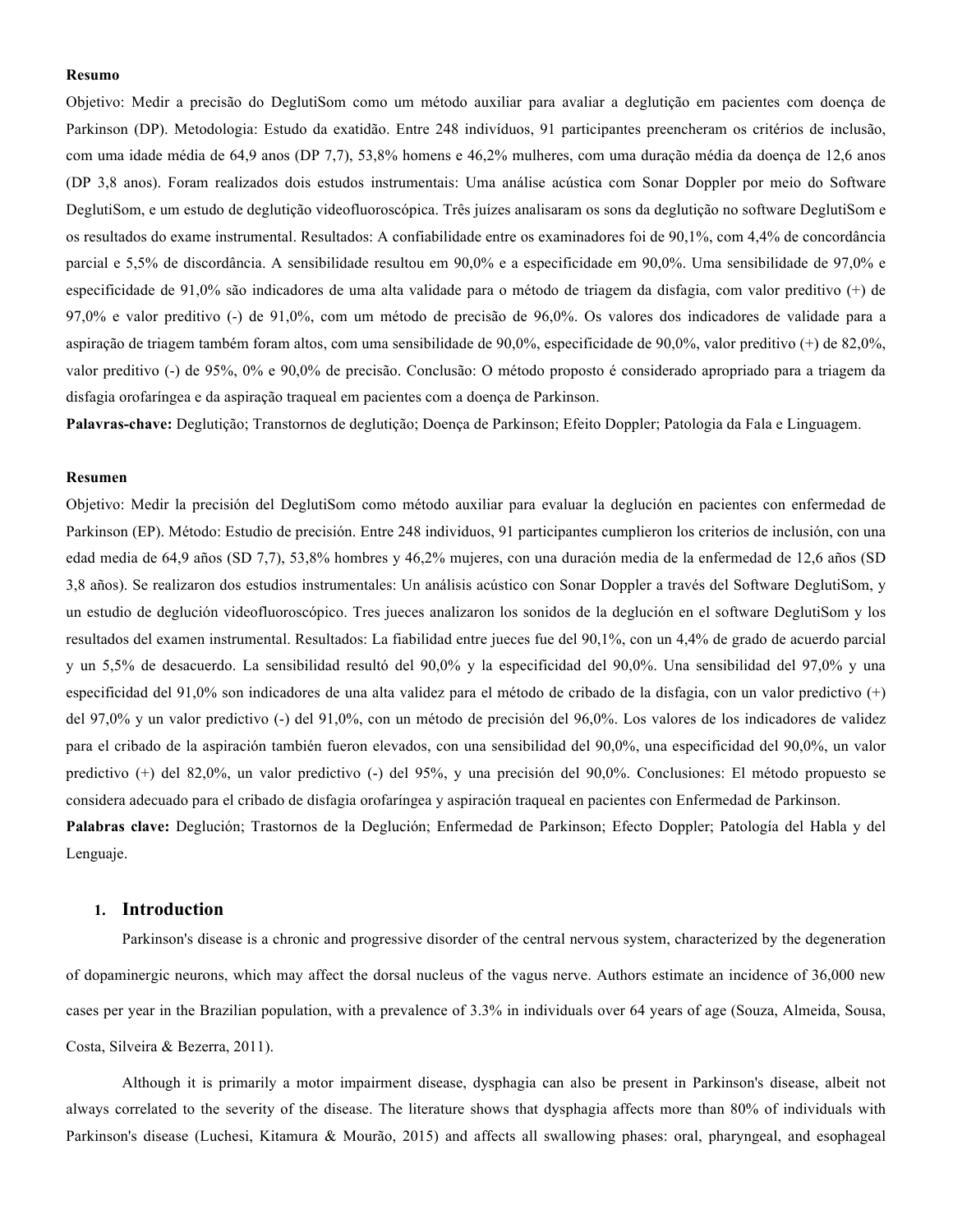**Resumo**

Objetivo: Medir a precisão do DeglutiSom como um método auxiliar para avaliar a deglutição em pacientes com doença de Parkinson (DP). Metodologia: Estudo da exatidão. Entre 248 indivíduos, 91 participantes preencheram os critérios de inclusão, com uma idade média de 64,9 anos (DP 7,7), 53,8% homens e 46,2% mulheres, com uma duração média da doença de 12,6 anos (DP 3,8 anos). Foram realizados dois estudos instrumentais: Uma análise acústica com Sonar Doppler por meio do Software DeglutiSom, e um estudo de deglutição videofluoroscópica. Três juízes analisaram os sons da deglutição no software DeglutiSom e os resultados do exame instrumental. Resultados: A confiabilidade entre os examinadores foi de 90,1%, com 4,4% de concordância parcial e 5,5% de discordância. A sensibilidade resultou em 90,0% e a especificidade em 90,0%. Uma sensibilidade de 97,0% e especificidade de 91,0% são indicadores de uma alta validade para o método de triagem da disfagia, com valor preditivo (+) de 97,0% e valor preditivo (-) de 91,0%, com um método de precisão de 96,0%. Os valores dos indicadores de validade para a aspiração de triagem também foram altos, com uma sensibilidade de 90,0%, especificidade de 90,0%, valor preditivo (+) de 82,0%, valor preditivo (-) de 95%, 0% e 90,0% de precisão. Conclusão: O método proposto é considerado apropriado para a triagem da disfagia orofaríngea e da aspiração traqueal em pacientes com a doença de Parkinson.

**Palavras-chave:** Deglutição; Transtornos de deglutição; Doença de Parkinson; Efeito Doppler; Patologia da Fala e Linguagem.

**Resumen**

Objetivo: Medir la precisión del DeglutiSom como método auxiliar para evaluar la deglución en pacientes con enfermedad de Parkinson (EP). Método: Estudio de precisión. Entre 248 individuos, 91 participantes cumplieron los criterios de inclusión, con una edad media de 64,9 años (SD 7,7), 53,8% hombres y 46,2% mujeres, con una duración media de la enfermedad de 12,6 años (SD 3,8 años). Se realizaron dos estudios instrumentales: Un análisis acústico con Sonar Doppler a través del Software DeglutiSom, y un estudio de deglución videofluoroscópico. Tres jueces analizaron los sonidos de la deglución en el software DeglutiSom y los resultados del examen instrumental. Resultados: La fiabilidad entre jueces fue del 90,1%, con un 4,4% de grado de acuerdo parcial y un 5,5% de desacuerdo. La sensibilidad resultó del 90,0% y la especificidad del 90,0%. Una sensibilidad del 97,0% y una especificidad del 91,0% son indicadores de una alta validez para el método de cribado de la disfagia, con un valor predictivo (+) del 97,0% y un valor predictivo (-) del 91,0%, con un método de precisión del 96,0%. Los valores de los indicadores de validez para el cribado de la aspiración también fueron elevados, con una sensibilidad del 90,0%, una especificidad del 90,0%, un valor predictivo (+) del 82,0%, un valor predictivo (-) del 95%, y una precisión del 90,0%. Conclusiones: El método propuesto se considera adecuado para el cribado de disfagia orofaríngea y aspiración traqueal en pacientes con Enfermedad de Parkinson.

**Palabras clave:** Deglución; Trastornos de la Deglución; Enfermedad de Parkinson; Efecto Doppler; Patología del Habla y del Lenguaje.

## 1. Introduction

Parkinson's disease is a chronic and progressive disorder of the central nervous system, characterized by the degeneration of dopaminergic neurons, which may affect the dorsal nucleus of the vagus nerve. Authors estimate an incidence of 36,000 new cases per year in the Brazilian population, with a prevalence of 3.3% in individuals over 64 years of age (Souza, Almeida, Sousa, Costa, Silveira & Bezerra, 2011).

Although it is primarily a motor impairment disease, dysphagia can also be present in Parkinson's disease, albeit not always correlated to the severity of the disease. The literature shows that dysphagia affects more than 80% of individuals with Parkinson's disease (Luchesi, Kitamura & Mourão, 2015) and affects all swallowing phases: oral, pharyngeal, and esophageal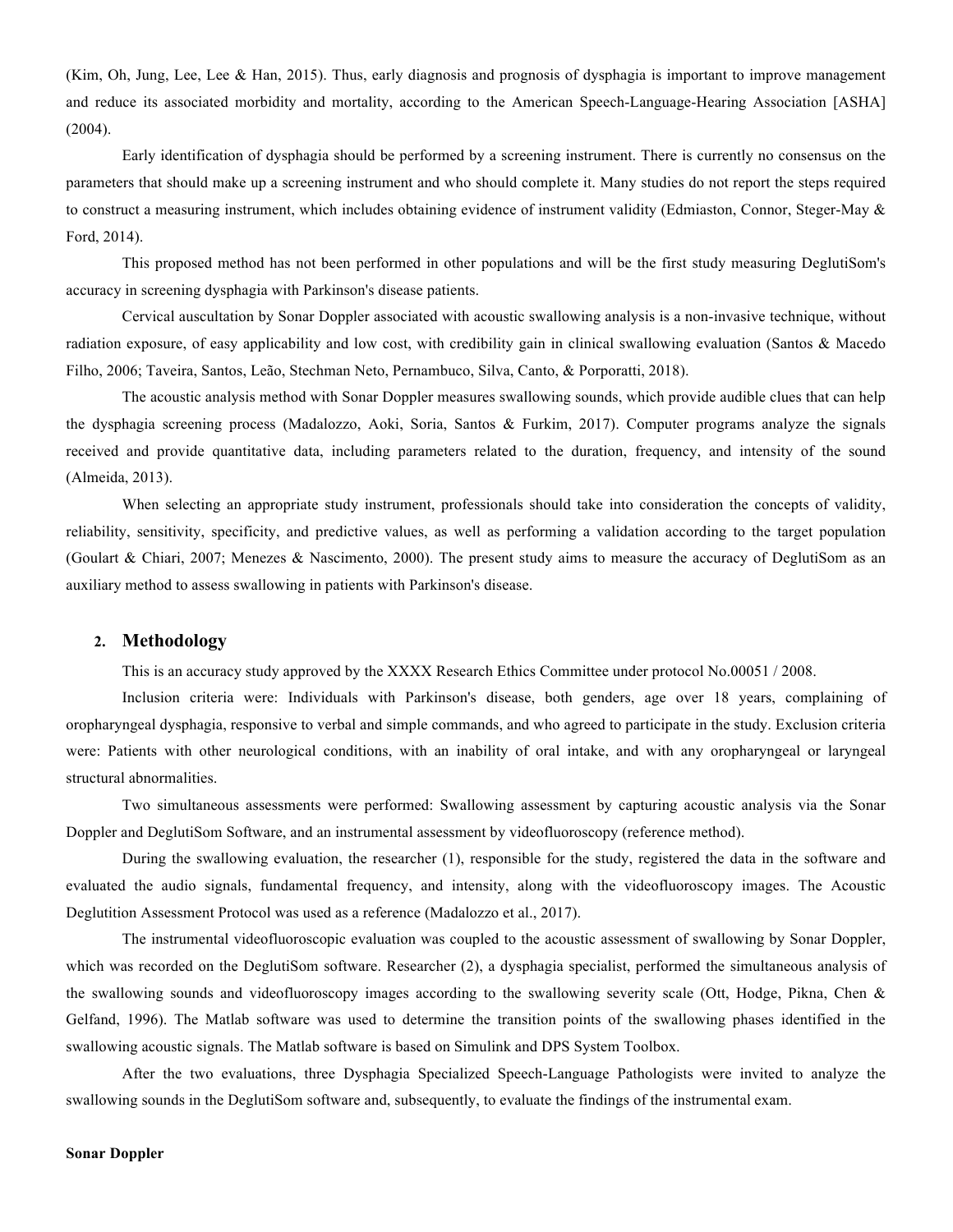(Kim, Oh, Jung, Lee, Lee & Han, 2015). Thus, early diagnosis and prognosis of dysphagia is important to improve management and reduce its associated morbidity and mortality, according to the American Speech-Language-Hearing Association [ASHA] (2004).

Early identification of dysphagia should be performed by a screening instrument. There is currently no consensus on the parameters that should make up a screening instrument and who should complete it. Many studies do not report the steps required to construct a measuring instrument, which includes obtaining evidence of instrument validity (Edmiaston, Connor, Steger-May & Ford, 2014).

This proposed method has not been performed in other populations and will be the first study measuring DeglutiSom's accuracy in screening dysphagia with Parkinson's disease patients.

Cervical auscultation by Sonar Doppler associated with acoustic swallowing analysis is a non-invasive technique, without radiation exposure, of easy applicability and low cost, with credibility gain in clinical swallowing evaluation (Santos & Macedo Filho, 2006; Taveira, Santos, Leão, Stechman Neto, Pernambuco, Silva, Canto, & Porporatti, 2018).

The acoustic analysis method with Sonar Doppler measures swallowing sounds, which provide audible clues that can help the dysphagia screening process (Madalozzo, Aoki, Soria, Santos & Furkim, 2017). Computer programs analyze the signals received and provide quantitative data, including parameters related to the duration, frequency, and intensity of the sound (Almeida, 2013).

When selecting an appropriate study instrument, professionals should take into consideration the concepts of validity, reliability, sensitivity, specificity, and predictive values, as well as performing a validation according to the target population (Goulart & Chiari, 2007; Menezes & Nascimento, 2000). The present study aims to measure the accuracy of DeglutiSom as an auxiliary method to assess swallowing in patients with Parkinson's disease.

## 2. Methodology

This is an accuracy study approved by the XXXX Research Ethics Committee under protocol No.00051 / 2008.

Inclusion criteria were: Individuals with Parkinson's disease, both genders, age over 18 years, complaining of oropharyngeal dysphagia, responsive to verbal and simple commands, and who agreed to participate in the study. Exclusion criteria were: Patients with other neurological conditions, with an inability of oral intake, and with any oropharyngeal or laryngeal structural abnormalities.

Two simultaneous assessments were performed: Swallowing assessment by capturing acoustic analysis via the Sonar Doppler and DeglutiSom Software, and an instrumental assessment by videofluoroscopy (reference method).

During the swallowing evaluation, the researcher (1), responsible for the study, registered the data in the software and evaluated the audio signals, fundamental frequency, and intensity, along with the videofluoroscopy images. The Acoustic Deglutition Assessment Protocol was used as a reference (Madalozzo et al., 2017).

The instrumental videofluoroscopic evaluation was coupled to the acoustic assessment of swallowing by Sonar Doppler, which was recorded on the DeglutiSom software. Researcher (2), a dysphagia specialist, performed the simultaneous analysis of the swallowing sounds and videofluoroscopy images according to the swallowing severity scale (Ott, Hodge, Pikna, Chen & Gelfand, 1996). The Matlab software was used to determine the transition points of the swallowing phases identified in the swallowing acoustic signals. The Matlab software is based on Simulink and DPS System Toolbox.

After the two evaluations, three Dysphagia Specialized Speech-Language Pathologists were invited to analyze the swallowing sounds in the DeglutiSom software and, subsequently, to evaluate the findings of the instrumental exam.

**Sonar Doppler**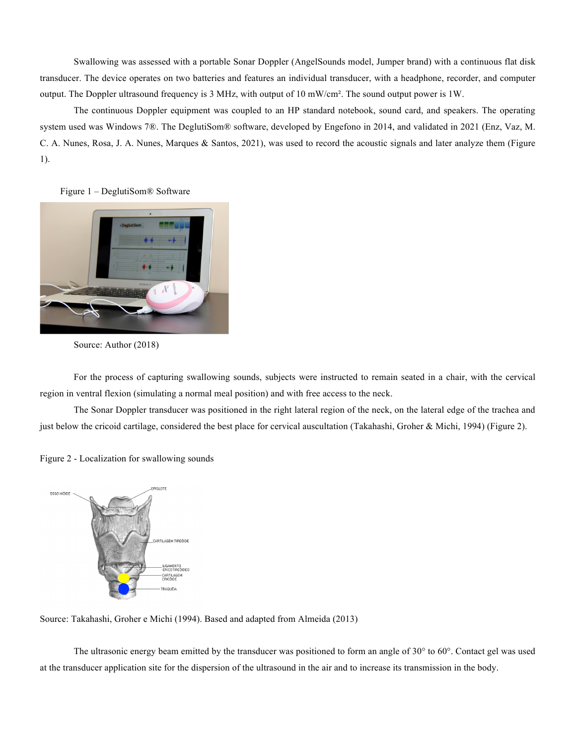Swallowing was assessed with a portable Sonar Doppler (AngelSounds model, Jumper brand) with a continuous flat disk transducer. The device operates on two batteries and features an individual transducer, with a headphone, recorder, and computer output. The Doppler ultrasound frequency is 3 MHz, with output of 10 mW/cm². The sound output power is 1W.

The continuous Doppler equipment was coupled to an HP standard notebook, sound card, and speakers. The operating system used was Windows 7®. The DeglutiSom® software, developed by Engefono in 2014, and validated in 2021 (Enz, Vaz, M. C. A. Nunes, Rosa, J. A. Nunes, Marques & Santos, 2021), was used to record the acoustic signals and later analyze them (Figure 1).

Figure 1 – DeglutiSom® Software

Source: Author (2018)

For the process of capturing swallowing sounds, subjects were instructed to remain seated in a chair, with the cervical region in ventral flexion (simulating a normal meal position) and with free access to the neck.

The Sonar Doppler transducer was positioned in the right lateral region of the neck, on the lateral edge of the trachea and just below the cricoid cartilage, considered the best place for cervical auscultation (Takahashi, Groher & Michi, 1994) (Figure 2).

Figure 2 - Localization for swallowing sounds

Source: Takahashi, Groher e Michi (1994). Based and adapted from Almeida (2013)

The ultrasonic energy beam emitted by the transducer was positioned to form an angle of 30° to 60°. Contact gel was used at the transducer application site for the dispersion of the ultrasound in the air and to increase its transmission in the body.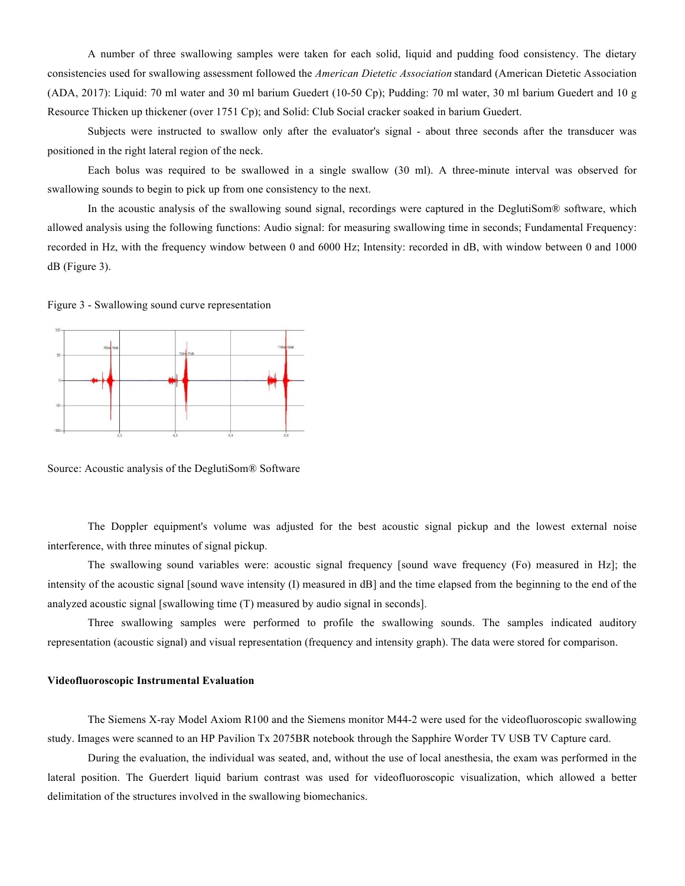A number of three swallowing samples were taken for each solid, liquid and pudding food consistency. The dietary consistencies used for swallowing assessment followed the *American Dietetic Association* standard (American Dietetic Association (ADA, 2017): Liquid: 70 ml water and 30 ml barium Guedert (10-50 Cp); Pudding: 70 ml water, 30 ml barium Guedert and 10 g Resource Thicken up thickener (over 1751 Cp); and Solid: Club Social cracker soaked in barium Guedert.

Subjects were instructed to swallow only after the evaluator's signal - about three seconds after the transducer was positioned in the right lateral region of the neck.

Each bolus was required to be swallowed in a single swallow (30 ml). A three-minute interval was observed for swallowing sounds to begin to pick up from one consistency to the next.

In the acoustic analysis of the swallowing sound signal, recordings were captured in the DeglutiSom® software, which allowed analysis using the following functions: Audio signal: for measuring swallowing time in seconds; Fundamental Frequency: recorded in Hz, with the frequency window between 0 and 6000 Hz; Intensity: recorded in dB, with window between 0 and 1000 dB (Figure 3).

Figure 3 - Swallowing sound curve representation

Source: Acoustic analysis of the DeglutiSom® Software

The Doppler equipment's volume was adjusted for the best acoustic signal pickup and the lowest external noise interference, with three minutes of signal pickup.

The swallowing sound variables were: acoustic signal frequency [sound wave frequency (Fo) measured in Hz]; the intensity of the acoustic signal [sound wave intensity (I) measured in dB] and the time elapsed from the beginning to the end of the analyzed acoustic signal [swallowing time (T) measured by audio signal in seconds].

Three swallowing samples were performed to profile the swallowing sounds. The samples indicated auditory representation (acoustic signal) and visual representation (frequency and intensity graph). The data were stored for comparison.

**Videofluoroscopic Instrumental Evaluation**

The Siemens X-ray Model Axiom R100 and the Siemens monitor M44-2 were used for the videofluoroscopic swallowing study. Images were scanned to an HP Pavilion Tx 2075BR notebook through the Sapphire Worder TV USB TV Capture card.

During the evaluation, the individual was seated, and, without the use of local anesthesia, the exam was performed in the lateral position. The Guerdert liquid barium contrast was used for videofluoroscopic visualization, which allowed a better delimitation of the structures involved in the swallowing biomechanics.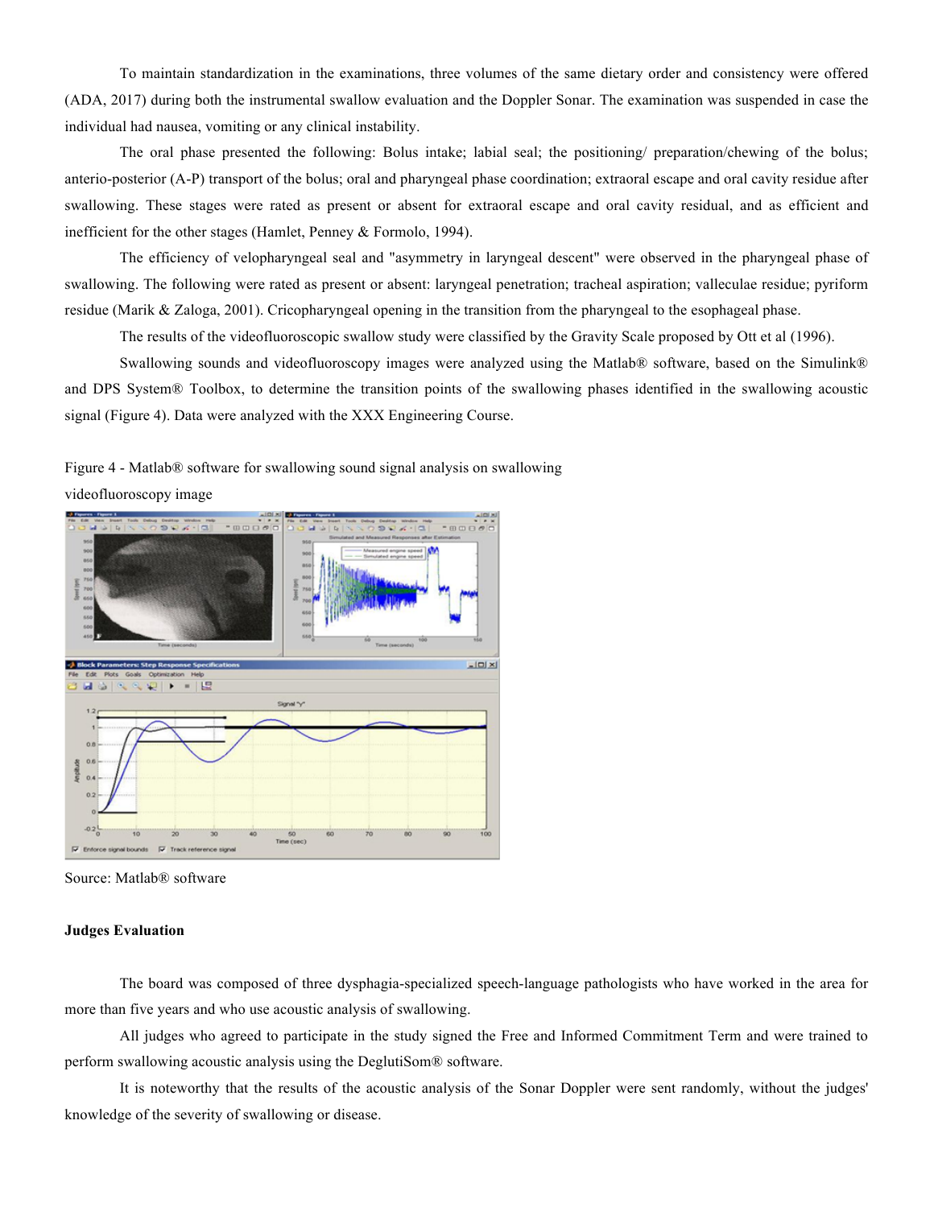To maintain standardization in the examinations, three volumes of the same dietary order and consistency were offered (ADA, 2017) during both the instrumental swallow evaluation and the Doppler Sonar. The examination was suspended in case the individual had nausea, vomiting or any clinical instability.

The oral phase presented the following: Bolus intake; labial seal; the positioning/ preparation/chewing of the bolus; anterio-posterior (A-P) transport of the bolus; oral and pharyngeal phase coordination; extraoral escape and oral cavity residue after swallowing. These stages were rated as present or absent for extraoral escape and oral cavity residual, and as efficient and inefficient for the other stages (Hamlet, Penney & Formolo, 1994).

The efficiency of velopharyngeal seal and "asymmetry in laryngeal descent" were observed in the pharyngeal phase of swallowing. The following were rated as present or absent: laryngeal penetration; tracheal aspiration; valleculae residue; pyriform residue (Marik & Zaloga, 2001). Cricopharyngeal opening in the transition from the pharyngeal to the esophageal phase.

The results of the videofluoroscopic swallow study were classified by the Gravity Scale proposed by Ott et al (1996).

Swallowing sounds and videofluoroscopy images were analyzed using the Matlab® software, based on the Simulink® and DPS System® Toolbox, to determine the transition points of the swallowing phases identified in the swallowing acoustic signal (Figure 4). Data were analyzed with the XXX Engineering Course.

Figure 4 - Matlab® software for swallowing sound signal analysis on swallowing videofluoroscopy image

Source: Matlab® software

### Judges Evaluation

The board was composed of three dysphagia-specialized speech-language pathologists who have worked in the area for more than five years and who use acoustic analysis of swallowing.

All judges who agreed to participate in the study signed the Free and Informed Commitment Term and were trained to perform swallowing acoustic analysis using the DeglutiSom® software.

It is noteworthy that the results of the acoustic analysis of the Sonar Doppler were sent randomly, without the judges' knowledge of the severity of swallowing or disease.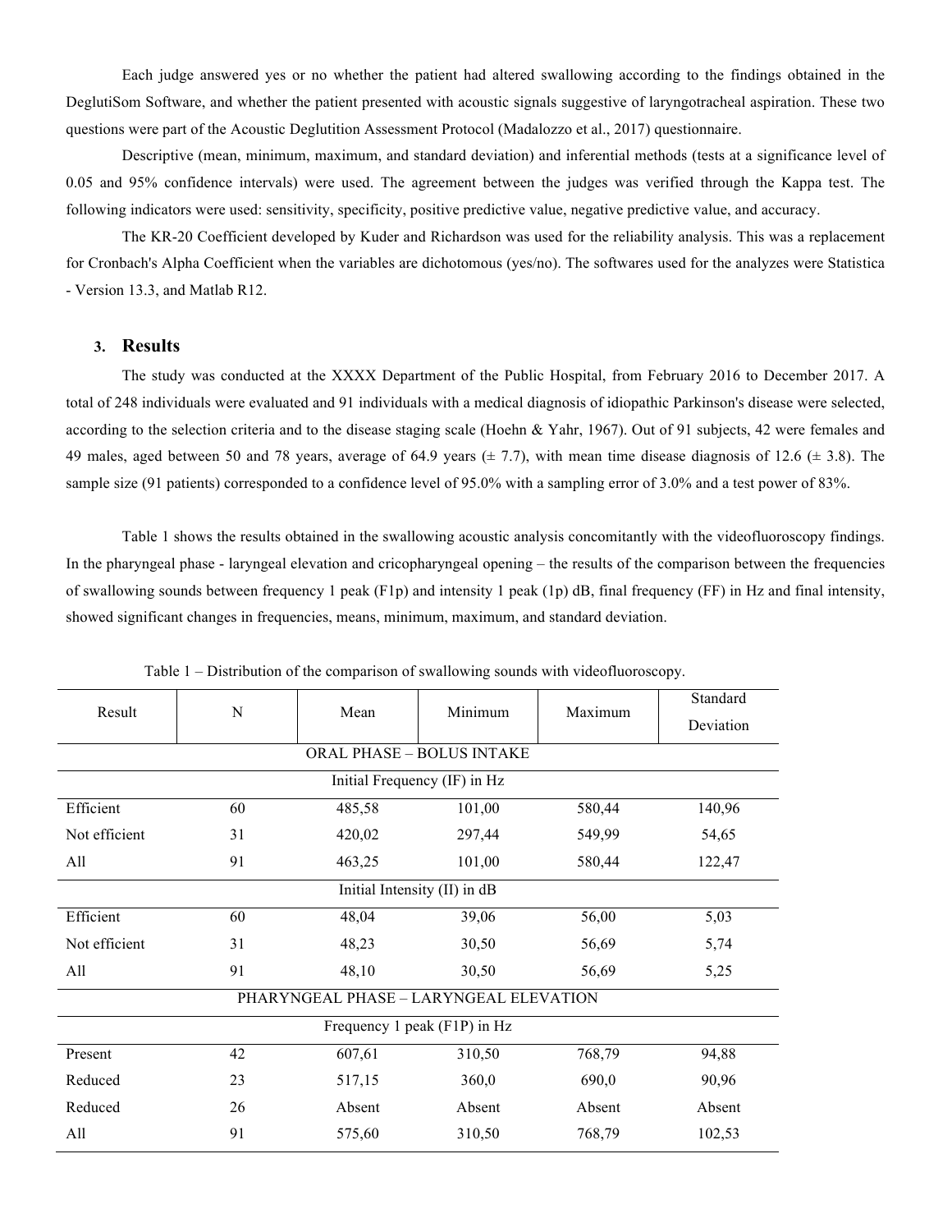Each judge answered yes or no whether the patient had altered swallowing according to the findings obtained in the DeglutiSom Software, and whether the patient presented with acoustic signals suggestive of laryngotracheal aspiration. These two questions were part of the Acoustic Deglutition Assessment Protocol (Madalozzo et al., 2017) questionnaire.

Descriptive (mean, minimum, maximum, and standard deviation) and inferential methods (tests at a significance level of 0.05 and 95% confidence intervals) were used. The agreement between the judges was verified through the Kappa test. The following indicators were used: sensitivity, specificity, positive predictive value, negative predictive value, and accuracy.

The KR-20 Coefficient developed by Kuder and Richardson was used for the reliability analysis. This was a replacement for Cronbach's Alpha Coefficient when the variables are dichotomous (yes/no). The softwares used for the analyzes were Statistica - Version 13.3, and Matlab R12.

## 3. Results

The study was conducted at the XXXX Department of the Public Hospital, from February 2016 to December 2017. A total of 248 individuals were evaluated and 91 individuals with a medical diagnosis of idiopathic Parkinson's disease were selected, according to the selection criteria and to the disease staging scale (Hoehn & Yahr, 1967). Out of 91 subjects, 42 were females and 49 males, aged between 50 and 78 years, average of 64.9 years (± 7.7), with mean time disease diagnosis of 12.6 (± 3.8). The sample size (91 patients) corresponded to a confidence level of 95.0% with a sampling error of 3.0% and a test power of 83%.

Table 1 shows the results obtained in the swallowing acoustic analysis concomitantly with the videofluoroscopy findings. In the pharyngeal phase - laryngeal elevation and cricopharyngeal opening – the results of the comparison between the frequencies of swallowing sounds between frequency 1 peak (F1p) and intensity 1 peak (1p) dB, final frequency (FF) in Hz and final intensity, showed significant changes in frequencies, means, minimum, maximum, and standard deviation.

Table 1 – Distribution of the comparison of swallowing sounds with videofluoroscopy.

| Result | N | Mean | Minimum | Maximum | Standard Deviation |
|---|---|---|---|---|---|
| ORAL PHASE – BOLUS INTAKE | | | | | |
| Initial Frequency (IF) in Hz | | | | | |
| Efficient | 60 | 485,58 | 101,00 | 580,44 | 140,96 |
| Not efficient | 31 | 420,02 | 297,44 | 549,99 | 54,65 |
| All | 91 | 463,25 | 101,00 | 580,44 | 122,47 |
| Initial Intensity (II) in dB | | | | | |
| Efficient | 60 | 48,04 | 39,06 | 56,00 | 5,03 |
| Not efficient | 31 | 48,23 | 30,50 | 56,69 | 5,74 |
| All | 91 | 48,10 | 30,50 | 56,69 | 5,25 |
| PHARYNGEAL PHASE – LARYNGEAL ELEVATION | | | | | |
| Frequency 1 peak (F1P) in Hz | | | | | |
| Present | 42 | 607,61 | 310,50 | 768,79 | 94,88 |
| Reduced | 23 | 517,15 | 360,0 | 690,0 | 90,96 |
| Reduced | 26 | Absent | Absent | Absent | Absent |
| All | 91 | 575,60 | 310,50 | 768,79 | 102,53 |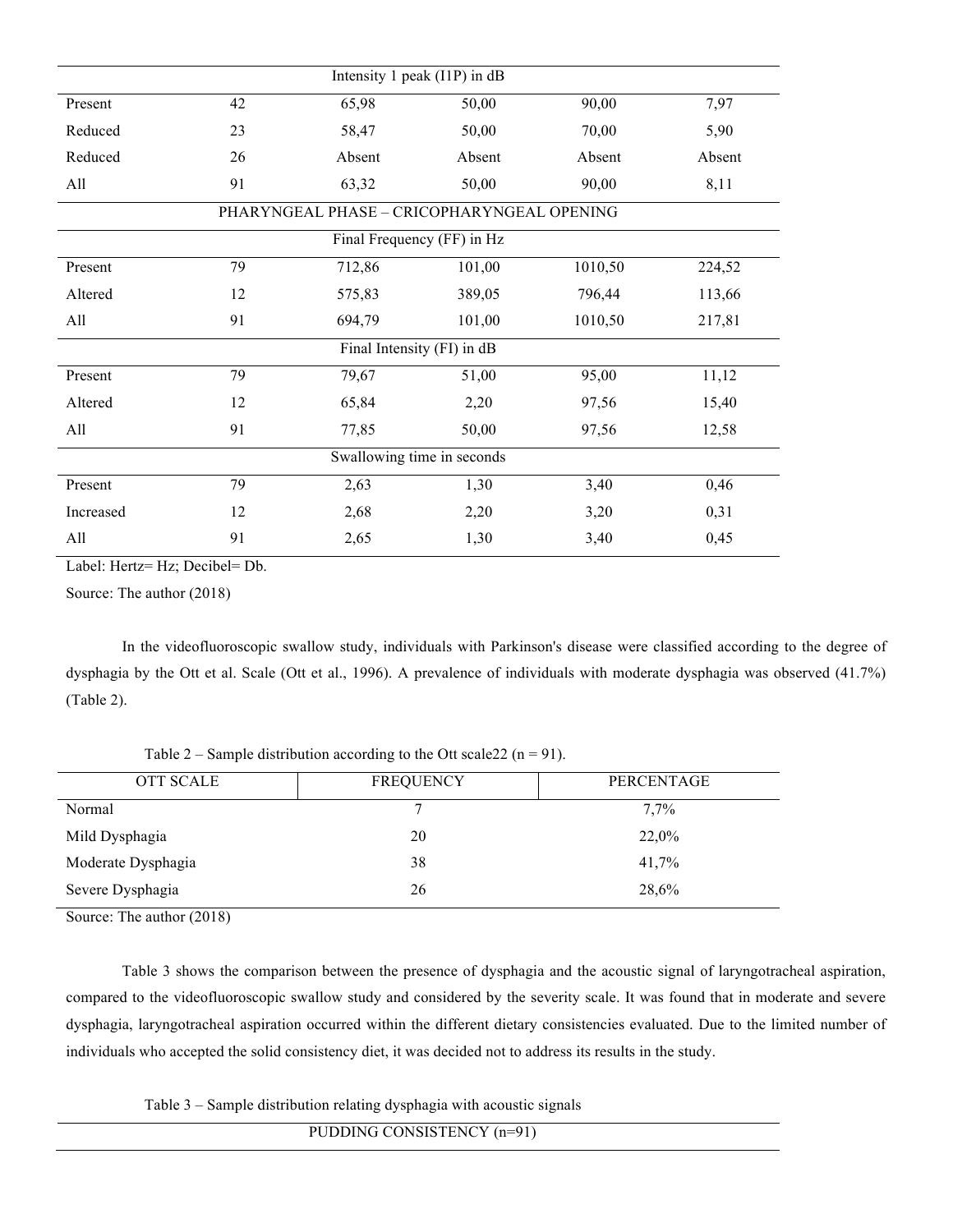| Intensity 1 peak (I1P) in dB | | | | | |
|---|---|---|---|---|---|
| Present | 42 | 65,98 | 50,00 | 90,00 | 7,97 |
| Reduced | 23 | 58,47 | 50,00 | 70,00 | 5,90 |
| Reduced | 26 | Absent | Absent | Absent | Absent |
| All | 91 | 63,32 | 50,00 | 90,00 | 8,11 |
| PHARYNGEAL PHASE – CRICOPHARYNGEAL OPENING | | | | | |
| Final Frequency (FF) in Hz | | | | | |
| Present | 79 | 712,86 | 101,00 | 1010,50 | 224,52 |
| Altered | 12 | 575,83 | 389,05 | 796,44 | 113,66 |
| All | 91 | 694,79 | 101,00 | 1010,50 | 217,81 |
| Final Intensity (FI) in dB | | | | | |
| Present | 79 | 79,67 | 51,00 | 95,00 | 11,12 |
| Altered | 12 | 65,84 | 2,20 | 97,56 | 15,40 |
| All | 91 | 77,85 | 50,00 | 97,56 | 12,58 |
| Swallowing time in seconds | | | | | |
| Present | 79 | 2,63 | 1,30 | 3,40 | 0,46 |
| Increased | 12 | 2,68 | 2,20 | 3,20 | 0,31 |
| All | 91 | 2,65 | 1,30 | 3,40 | 0,45 |

Label: Hertz= Hz; Decibel= Db.

Source: The author (2018)

In the videofluoroscopic swallow study, individuals with Parkinson's disease were classified according to the degree of dysphagia by the Ott et al. Scale (Ott et al., 1996). A prevalence of individuals with moderate dysphagia was observed (41.7%) (Table 2).

Table 2 – Sample distribution according to the Ott scale22 (n = 91).

| OTT SCALE | FREQUENCY | PERCENTAGE |
|---|---|---|
| Normal | 7 | 7,7% |
| Mild Dysphagia | 20 | 22,0% |
| Moderate Dysphagia | 38 | 41,7% |
| Severe Dysphagia | 26 | 28,6% |

Source: The author (2018)

Table 3 shows the comparison between the presence of dysphagia and the acoustic signal of laryngotracheal aspiration, compared to the videofluoroscopic swallow study and considered by the severity scale. It was found that in moderate and severe dysphagia, laryngotracheal aspiration occurred within the different dietary consistencies evaluated. Due to the limited number of individuals who accepted the solid consistency diet, it was decided not to address its results in the study.

Table 3 – Sample distribution relating dysphagia with acoustic signals

| PUDDING CONSISTENCY (n=91) |
|---|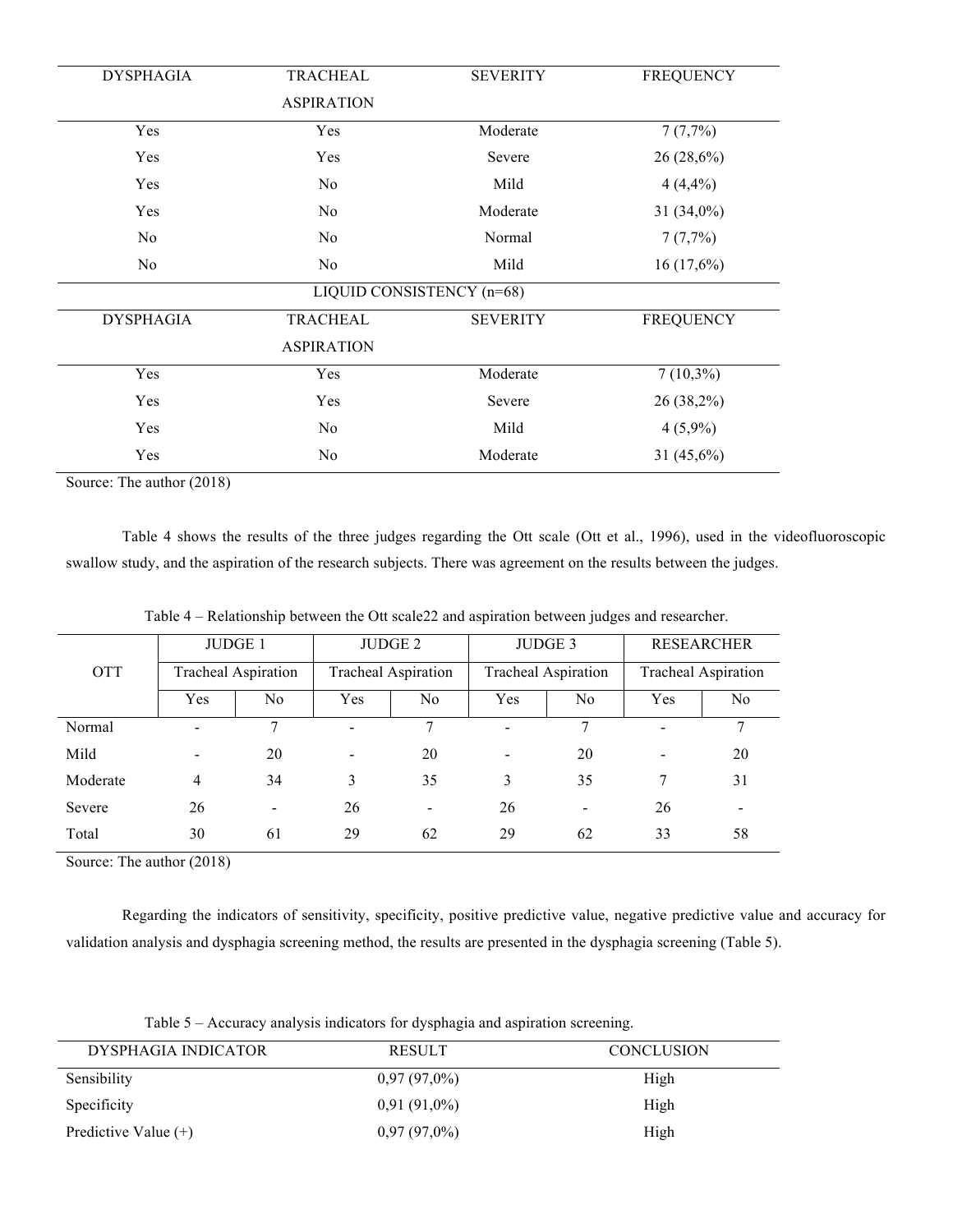| DYSPHAGIA | TRACHEAL ASPIRATION | SEVERITY | FREQUENCY |
|---|---|---|---|
| Yes | Yes | Moderate | 7 (7,7%) |
| Yes | Yes | Severe | 26 (28,6%) |
| Yes | No | Mild | 4 (4,4%) |
| Yes | No | Moderate | 31 (34,0%) |
| No | No | Normal | 7 (7,7%) |
| No | No | Mild | 16 (17,6%) |
| LIQUID CONSISTENCY (n=68) | | | |
| DYSPHAGIA | TRACHEAL ASPIRATION | SEVERITY | FREQUENCY |
| Yes | Yes | Moderate | 7 (10,3%) |
| Yes | Yes | Severe | 26 (38,2%) |
| Yes | No | Mild | 4 (5,9%) |
| Yes | No | Moderate | 31 (45,6%) |

Source: The author (2018)

Table 4 shows the results of the three judges regarding the Ott scale (Ott et al., 1996), used in the videofluoroscopic swallow study, and the aspiration of the research subjects. There was agreement on the results between the judges.

Table 4 – Relationship between the Ott scale22 and aspiration between judges and researcher.

| OTT | JUDGE 1 | | JUDGE 2 | | JUDGE 3 | | RESEARCHER | |
|---|---|---|---|---|---|---|---|---|
| | Tracheal Aspiration | | Tracheal Aspiration | | Tracheal Aspiration | | Tracheal Aspiration | |
| | Yes | No | Yes | No | Yes | No | Yes | No |
| Normal | - | 7 | - | 7 | - | 7 | - | 7 |
| Mild | - | 20 | - | 20 | - | 20 | - | 20 |
| Moderate | 4 | 34 | 3 | 35 | 3 | 35 | 7 | 31 |
| Severe | 26 | - | 26 | - | 26 | - | 26 | - |
| Total | 30 | 61 | 29 | 62 | 29 | 62 | 33 | 58 |

Source: The author (2018)

Regarding the indicators of sensitivity, specificity, positive predictive value, negative predictive value and accuracy for validation analysis and dysphagia screening method, the results are presented in the dysphagia screening (Table 5).

Table 5 – Accuracy analysis indicators for dysphagia and aspiration screening.

| DYSPHAGIA INDICATOR | RESULT | CONCLUSION |
|---|---|---|
| Sensibility | 0,97 (97,0%) | High |
| Specificity | 0,91 (91,0%) | High |
| Predictive Value (+) | 0,97 (97,0%) | High |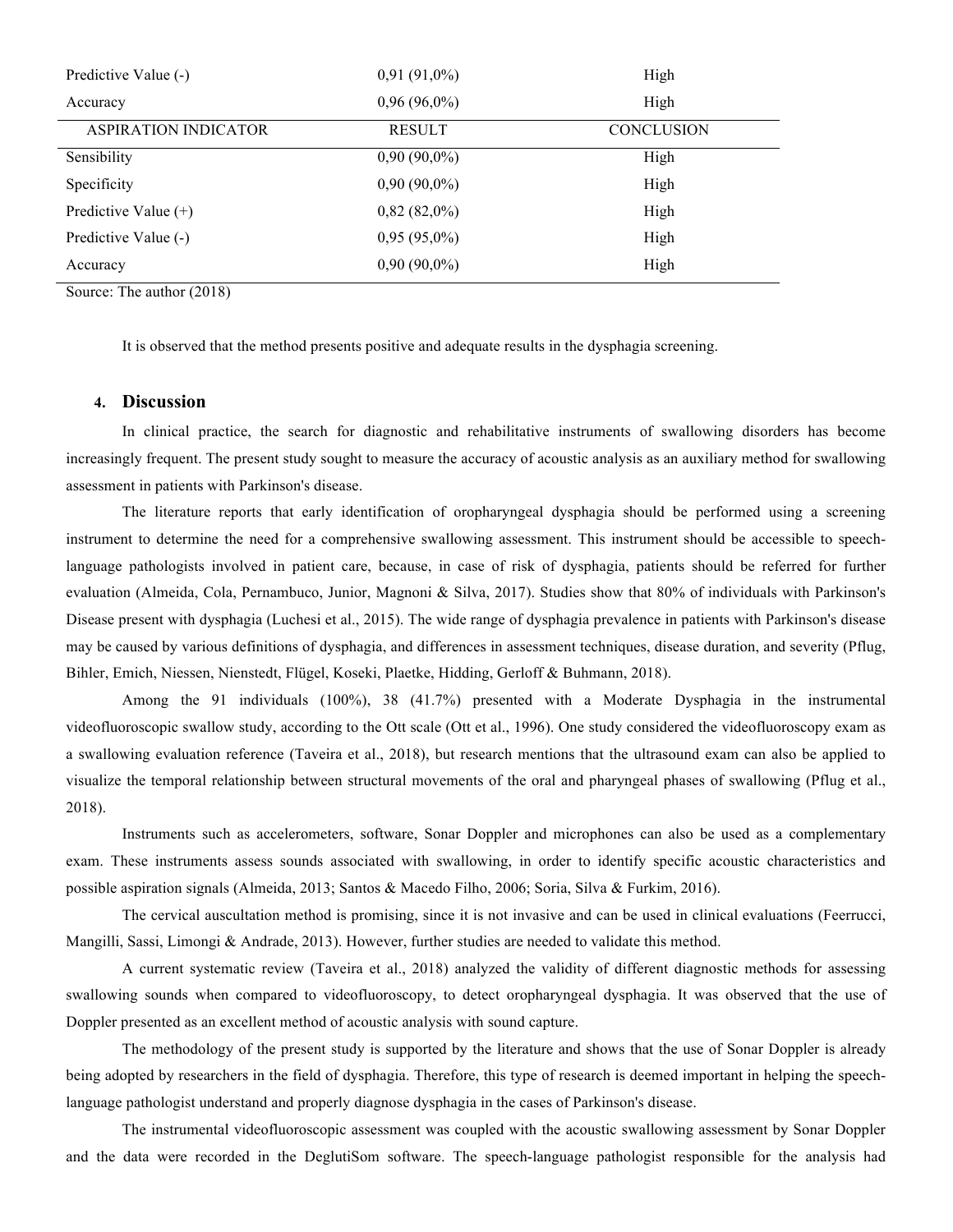| | | |
|---|---|---|
| Predictive Value (-) | 0,91 (91,0%) | High |
| Accuracy | 0,96 (96,0%) | High |
| ASPIRATION INDICATOR | RESULT | CONCLUSION |
| Sensibility | 0,90 (90,0%) | High |
| Specificity | 0,90 (90,0%) | High |
| Predictive Value (+) | 0,82 (82,0%) | High |
| Predictive Value (-) | 0,95 (95,0%) | High |
| Accuracy | 0,90 (90,0%) | High |

Source: The author (2018)

It is observed that the method presents positive and adequate results in the dysphagia screening.

## 4. Discussion

In clinical practice, the search for diagnostic and rehabilitative instruments of swallowing disorders has become increasingly frequent. The present study sought to measure the accuracy of acoustic analysis as an auxiliary method for swallowing assessment in patients with Parkinson's disease.

The literature reports that early identification of oropharyngeal dysphagia should be performed using a screening instrument to determine the need for a comprehensive swallowing assessment. This instrument should be accessible to speech-language pathologists involved in patient care, because, in case of risk of dysphagia, patients should be referred for further evaluation (Almeida, Cola, Pernambuco, Junior, Magnoni & Silva, 2017). Studies show that 80% of individuals with Parkinson's Disease present with dysphagia (Luchesi et al., 2015). The wide range of dysphagia prevalence in patients with Parkinson's disease may be caused by various definitions of dysphagia, and differences in assessment techniques, disease duration, and severity (Pflug, Bihler, Emich, Niessen, Nienstedt, Flügel, Koseki, Plaetke, Hidding, Gerloff & Buhmann, 2018).

Among the 91 individuals (100%), 38 (41.7%) presented with a Moderate Dysphagia in the instrumental videofluoroscopic swallow study, according to the Ott scale (Ott et al., 1996). One study considered the videofluoroscopy exam as a swallowing evaluation reference (Taveira et al., 2018), but research mentions that the ultrasound exam can also be applied to visualize the temporal relationship between structural movements of the oral and pharyngeal phases of swallowing (Pflug et al., 2018).

Instruments such as accelerometers, software, Sonar Doppler and microphones can also be used as a complementary exam. These instruments assess sounds associated with swallowing, in order to identify specific acoustic characteristics and possible aspiration signals (Almeida, 2013; Santos & Macedo Filho, 2006; Soria, Silva & Furkim, 2016).

The cervical auscultation method is promising, since it is not invasive and can be used in clinical evaluations (Feerrucci, Mangilli, Sassi, Limongi & Andrade, 2013). However, further studies are needed to validate this method.

A current systematic review (Taveira et al., 2018) analyzed the validity of different diagnostic methods for assessing swallowing sounds when compared to videofluoroscopy, to detect oropharyngeal dysphagia. It was observed that the use of Doppler presented as an excellent method of acoustic analysis with sound capture.

The methodology of the present study is supported by the literature and shows that the use of Sonar Doppler is already being adopted by researchers in the field of dysphagia. Therefore, this type of research is deemed important in helping the speech-language pathologist understand and properly diagnose dysphagia in the cases of Parkinson's disease.

The instrumental videofluoroscopic assessment was coupled with the acoustic swallowing assessment by Sonar Doppler and the data were recorded in the DeglutiSom software. The speech-language pathologist responsible for the analysis had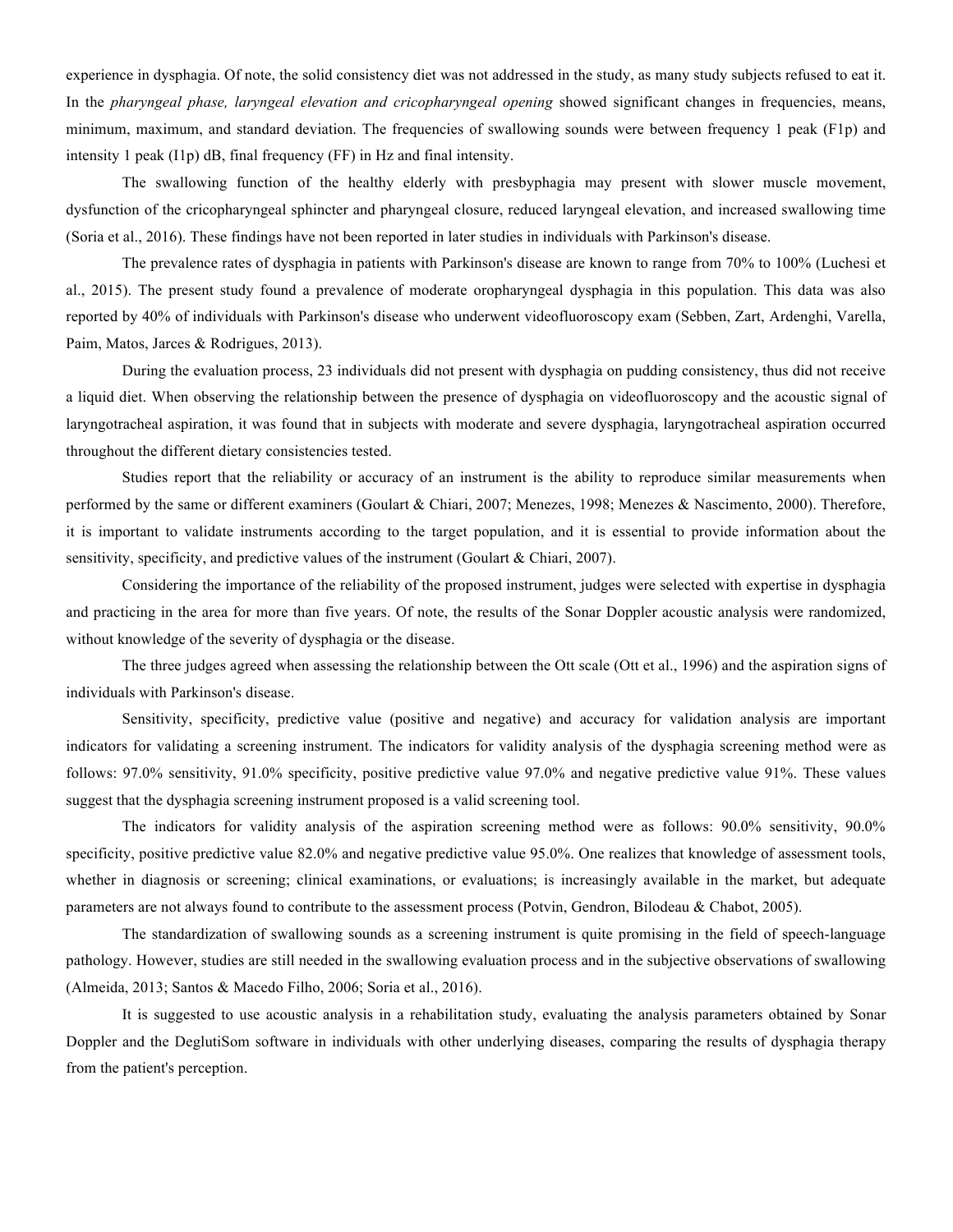experience in dysphagia. Of note, the solid consistency diet was not addressed in the study, as many study subjects refused to eat it. In the *pharyngeal phase, laryngeal elevation and cricopharyngeal opening* showed significant changes in frequencies, means, minimum, maximum, and standard deviation. The frequencies of swallowing sounds were between frequency 1 peak (F1p) and intensity 1 peak (I1p) dB, final frequency (FF) in Hz and final intensity.

The swallowing function of the healthy elderly with presbyphagia may present with slower muscle movement, dysfunction of the cricopharyngeal sphincter and pharyngeal closure, reduced laryngeal elevation, and increased swallowing time (Soria et al., 2016). These findings have not been reported in later studies in individuals with Parkinson's disease.

The prevalence rates of dysphagia in patients with Parkinson's disease are known to range from 70% to 100% (Luchesi et al., 2015). The present study found a prevalence of moderate oropharyngeal dysphagia in this population. This data was also reported by 40% of individuals with Parkinson's disease who underwent videofluoroscopy exam (Sebben, Zart, Ardenghi, Varella, Paim, Matos, Jarces & Rodrigues, 2013).

During the evaluation process, 23 individuals did not present with dysphagia on pudding consistency, thus did not receive a liquid diet. When observing the relationship between the presence of dysphagia on videofluoroscopy and the acoustic signal of laryngotracheal aspiration, it was found that in subjects with moderate and severe dysphagia, laryngotracheal aspiration occurred throughout the different dietary consistencies tested.

Studies report that the reliability or accuracy of an instrument is the ability to reproduce similar measurements when performed by the same or different examiners (Goulart & Chiari, 2007; Menezes, 1998; Menezes & Nascimento, 2000). Therefore, it is important to validate instruments according to the target population, and it is essential to provide information about the sensitivity, specificity, and predictive values of the instrument (Goulart & Chiari, 2007).

Considering the importance of the reliability of the proposed instrument, judges were selected with expertise in dysphagia and practicing in the area for more than five years. Of note, the results of the Sonar Doppler acoustic analysis were randomized, without knowledge of the severity of dysphagia or the disease.

The three judges agreed when assessing the relationship between the Ott scale (Ott et al., 1996) and the aspiration signs of individuals with Parkinson's disease.

Sensitivity, specificity, predictive value (positive and negative) and accuracy for validation analysis are important indicators for validating a screening instrument. The indicators for validity analysis of the dysphagia screening method were as follows: 97.0% sensitivity, 91.0% specificity, positive predictive value 97.0% and negative predictive value 91%. These values suggest that the dysphagia screening instrument proposed is a valid screening tool.

The indicators for validity analysis of the aspiration screening method were as follows: 90.0% sensitivity, 90.0% specificity, positive predictive value 82.0% and negative predictive value 95.0%. One realizes that knowledge of assessment tools, whether in diagnosis or screening; clinical examinations, or evaluations; is increasingly available in the market, but adequate parameters are not always found to contribute to the assessment process (Potvin, Gendron, Bilodeau & Chabot, 2005).

The standardization of swallowing sounds as a screening instrument is quite promising in the field of speech-language pathology. However, studies are still needed in the swallowing evaluation process and in the subjective observations of swallowing (Almeida, 2013; Santos & Macedo Filho, 2006; Soria et al., 2016).

It is suggested to use acoustic analysis in a rehabilitation study, evaluating the analysis parameters obtained by Sonar Doppler and the DeglutiSom software in individuals with other underlying diseases, comparing the results of dysphagia therapy from the patient's perception.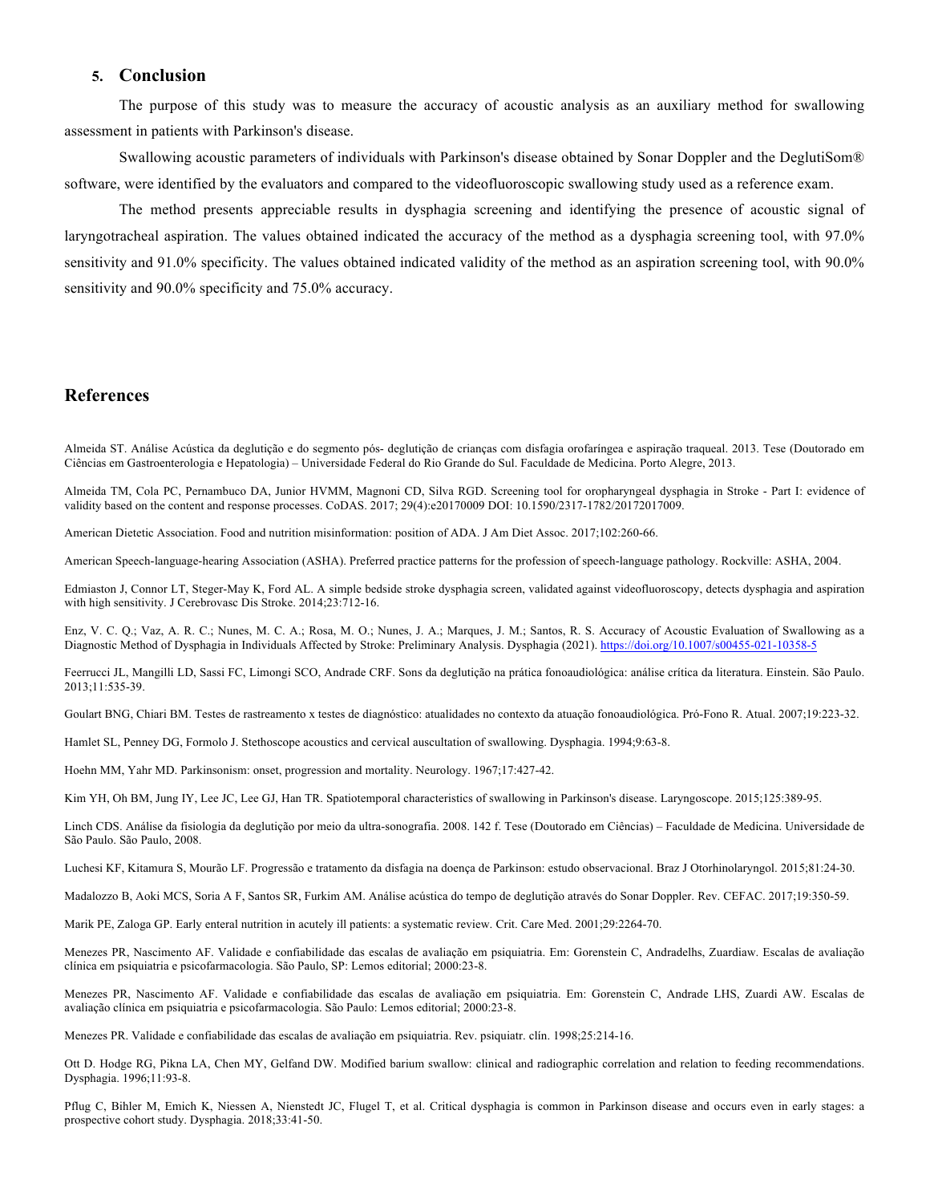## 5. Conclusion

The purpose of this study was to measure the accuracy of acoustic analysis as an auxiliary method for swallowing assessment in patients with Parkinson's disease.

Swallowing acoustic parameters of individuals with Parkinson's disease obtained by Sonar Doppler and the DeglutiSom® software, were identified by the evaluators and compared to the videofluoroscopic swallowing study used as a reference exam.

The method presents appreciable results in dysphagia screening and identifying the presence of acoustic signal of laryngotracheal aspiration. The values obtained indicated the accuracy of the method as a dysphagia screening tool, with 97.0% sensitivity and 91.0% specificity. The values obtained indicated validity of the method as an aspiration screening tool, with 90.0% sensitivity and 90.0% specificity and 75.0% accuracy.

## References

Almeida ST. Análise Acústica da deglutição e do segmento pós- deglutição de crianças com disfagia orofaríngea e aspiração traqueal. 2013. Tese (Doutorado em Ciências em Gastroenterologia e Hepatologia) – Universidade Federal do Rio Grande do Sul. Faculdade de Medicina. Porto Alegre, 2013.

Almeida TM, Cola PC, Pernambuco DA, Junior HVMM, Magnoni CD, Silva RGD. Screening tool for oropharyngeal dysphagia in Stroke - Part I: evidence of validity based on the content and response processes. CoDAS. 2017; 29(4):e20170009 DOI: 10.1590/2317-1782/20172017009.

American Dietetic Association. Food and nutrition misinformation: position of ADA. J Am Diet Assoc. 2017;102:260-66.

American Speech-language-hearing Association (ASHA). Preferred practice patterns for the profession of speech-language pathology. Rockville: ASHA, 2004.

Edmiaston J, Connor LT, Steger-May K, Ford AL. A simple bedside stroke dysphagia screen, validated against videofluoroscopy, detects dysphagia and aspiration with high sensitivity. J Cerebrovasc Dis Stroke. 2014;23:712-16.

Enz, V. C. Q.; Vaz, A. R. C.; Nunes, M. C. A.; Rosa, M. O.; Nunes, J. A.; Marques, J. M.; Santos, R. S. Accuracy of Acoustic Evaluation of Swallowing as a Diagnostic Method of Dysphagia in Individuals Affected by Stroke: Preliminary Analysis. Dysphagia (2021). https://doi.org/10.1007/s00455-021-10358-5

Feerrucci JL, Mangilli LD, Sassi FC, Limongi SCO, Andrade CRF. Sons da deglutição na prática fonoaudiológica: análise crítica da literatura. Einstein. São Paulo. 2013;11:535-39.

Goulart BNG, Chiari BM. Testes de rastreamento x testes de diagnóstico: atualidades no contexto da atuação fonoaudiológica. Pró-Fono R. Atual. 2007;19:223-32.

Hamlet SL, Penney DG, Formolo J. Stethoscope acoustics and cervical auscultation of swallowing. Dysphagia. 1994;9:63-8.

Hoehn MM, Yahr MD. Parkinsonism: onset, progression and mortality. Neurology. 1967;17:427-42.

Kim YH, Oh BM, Jung IY, Lee JC, Lee GJ, Han TR. Spatiotemporal characteristics of swallowing in Parkinson's disease. Laryngoscope. 2015;125:389-95.

Linch CDS. Análise da fisiologia da deglutição por meio da ultra-sonografia. 2008. 142 f. Tese (Doutorado em Ciências) – Faculdade de Medicina. Universidade de São Paulo. São Paulo, 2008.

Luchesi KF, Kitamura S, Mourão LF. Progressão e tratamento da disfagia na doença de Parkinson: estudo observacional. Braz J Otorhinolaryngol. 2015;81:24-30.

Madalozzo B, Aoki MCS, Soria A F, Santos SR, Furkim AM. Análise acústica do tempo de deglutição através do Sonar Doppler. Rev. CEFAC. 2017;19:350-59.

Marik PE, Zaloga GP. Early enteral nutrition in acutely ill patients: a systematic review. Crit. Care Med. 2001;29:2264-70.

Menezes PR, Nascimento AF. Validade e confiabilidade das escalas de avaliação em psiquiatria. Em: Gorenstein C, Andradelhs, Zuardiaw. Escalas de avaliação clínica em psiquiatria e psicofarmacologia. São Paulo, SP: Lemos editorial; 2000:23-8.

Menezes PR, Nascimento AF. Validade e confiabilidade das escalas de avaliação em psiquiatria. Em: Gorenstein C, Andrade LHS, Zuardi AW. Escalas de avaliação clínica em psiquiatria e psicofarmacologia. São Paulo: Lemos editorial; 2000:23-8.

Menezes PR. Validade e confiabilidade das escalas de avaliação em psiquiatria. Rev. psiquiatr. clín. 1998;25:214-16.

Ott D. Hodge RG, Pikna LA, Chen MY, Gelfand DW. Modified barium swallow: clinical and radiographic correlation and relation to feeding recommendations. Dysphagia. 1996;11:93-8.

Pflug C, Bihler M, Emich K, Niessen A, Nienstedt JC, Flugel T, et al. Critical dysphagia is common in Parkinson disease and occurs even in early stages: a prospective cohort study. Dysphagia. 2018;33:41-50.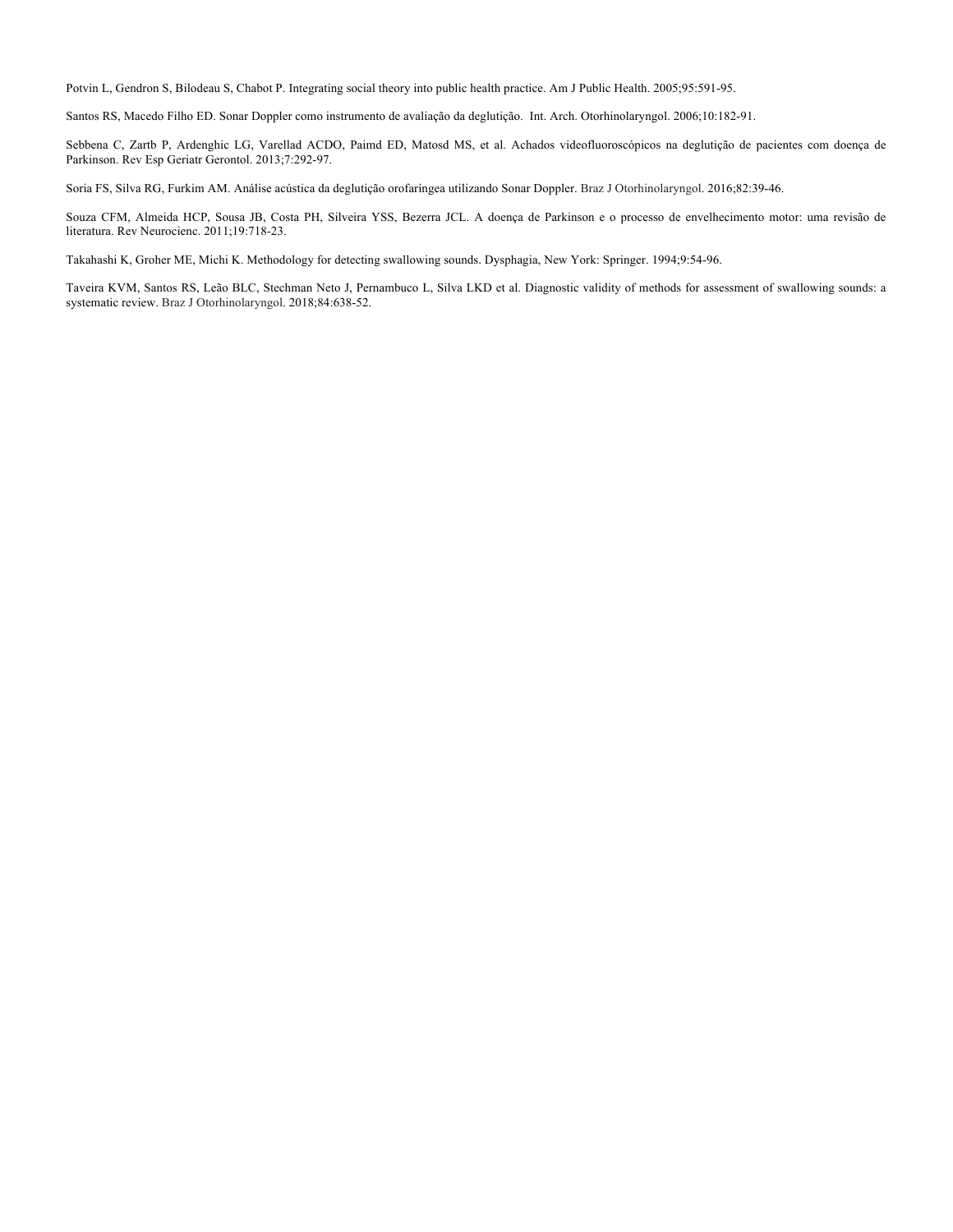Potvin L, Gendron S, Bilodeau S, Chabot P. Integrating social theory into public health practice. Am J Public Health. 2005;95:591-95.

Santos RS, Macedo Filho ED. Sonar Doppler como instrumento de avaliação da deglutição. Int. Arch. Otorhinolaryngol. 2006;10:182-91.

Sebbena C, Zartb P, Ardenghic LG, Varellad ACDO, Paimd ED, Matosd MS, et al. Achados videofluoroscópicos na deglutição de pacientes com doença de Parkinson. Rev Esp Geriatr Gerontol. 2013;7:292-97.

Soria FS, Silva RG, Furkim AM. Análise acústica da deglutição orofaríngea utilizando Sonar Doppler. Braz J Otorhinolaryngol. 2016;82:39-46.

Souza CFM, Almeida HCP, Sousa JB, Costa PH, Silveira YSS, Bezerra JCL. A doença de Parkinson e o processo de envelhecimento motor: uma revisão de literatura. Rev Neurocienc. 2011;19:718-23.

Takahashi K, Groher ME, Michi K. Methodology for detecting swallowing sounds. Dysphagia, New York: Springer. 1994;9:54-96.

Taveira KVM, Santos RS, Leão BLC, Stechman Neto J, Pernambuco L, Silva LKD et al. Diagnostic validity of methods for assessment of swallowing sounds: a systematic review. Braz J Otorhinolaryngol. 2018;84:638-52.